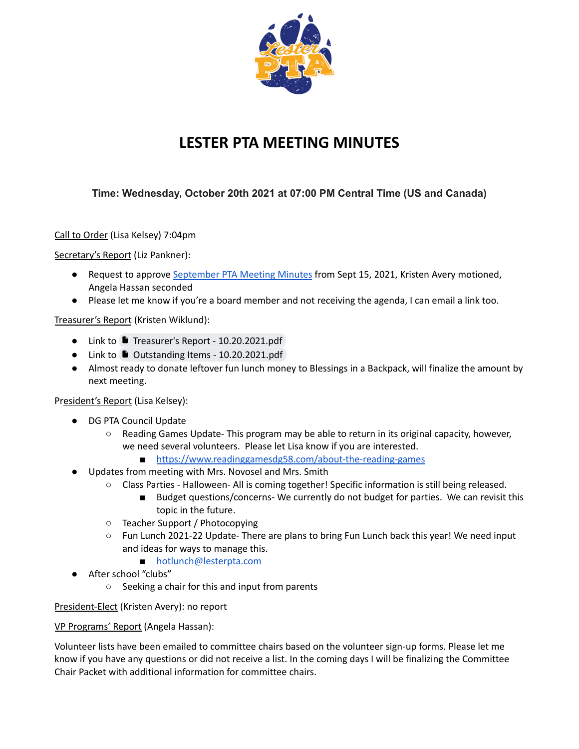# LESTER PTA MEETING MINUTES

**Time: Wednesday, October 20th 2021 at 07:00 PM Central Time (US and Canada)**

Call to Order (Lisa Kelsey) 7:04pm

Secretary's Report (Liz Pankner):

- Request to approve September PTA Meeting Minutes from Sept 15, 2021, Kristen Avery motioned, Angela Hassan seconded
- Please let me know if you're a board member and not receiving the agenda, I can email a link too.

Treasurer's Report (Kristen Wiklund):

- Link to Treasurer's Report - 10.20.2021.pdf
- Link to Outstanding Items - 10.20.2021.pdf
- Almost ready to donate leftover fun lunch money to Blessings in a Backpack, will finalize the amount by next meeting.

President's Report (Lisa Kelsey):

- DG PTA Council Update
  - Reading Games Update- This program may be able to return in its original capacity, however, we need several volunteers. Please let Lisa know if you are interested.
    - https://www.readinggamesdg58.com/about-the-reading-games
- Updates from meeting with Mrs. Novosel and Mrs. Smith
  - Class Parties - Halloween- All is coming together! Specific information is still being released.
    - Budget questions/concerns- We currently do not budget for parties. We can revisit this topic in the future.
  - Teacher Support / Photocopying
  - Fun Lunch 2021-22 Update- There are plans to bring Fun Lunch back this year! We need input and ideas for ways to manage this.
    - hotlunch@lesterpta.com
- After school "clubs"
  - Seeking a chair for this and input from parents

President-Elect (Kristen Avery): no report

VP Programs' Report (Angela Hassan):

Volunteer lists have been emailed to committee chairs based on the volunteer sign-up forms. Please let me know if you have any questions or did not receive a list. In the coming days I will be finalizing the Committee Chair Packet with additional information for committee chairs.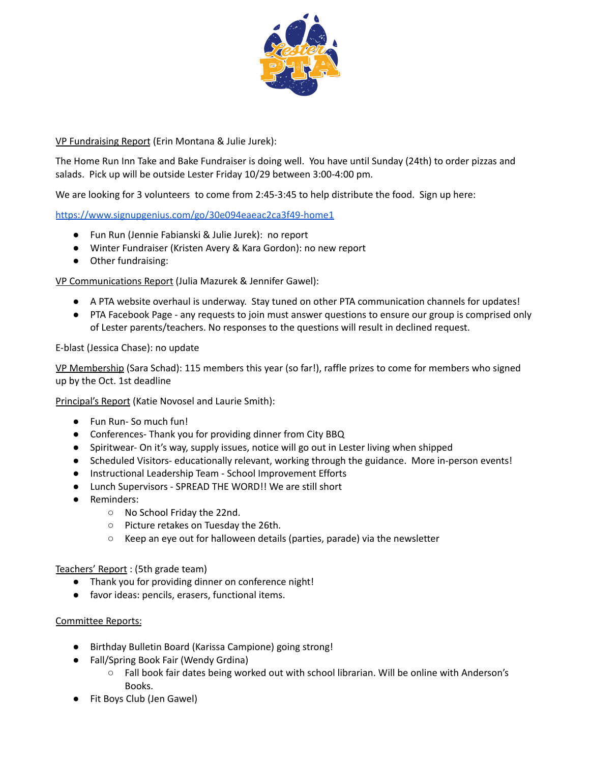VP Fundraising Report (Erin Montana & Julie Jurek):

The Home Run Inn Take and Bake Fundraiser is doing well. You have until Sunday (24th) to order pizzas and salads. Pick up will be outside Lester Friday 10/29 between 3:00-4:00 pm.

We are looking for 3 volunteers to come from 2:45-3:45 to help distribute the food. Sign up here:

https://www.signupgenius.com/go/30e094eaeac2ca3f49-home1

- Fun Run (Jennie Fabianski & Julie Jurek): no report
- Winter Fundraiser (Kristen Avery & Kara Gordon): no new report
- Other fundraising:

VP Communications Report (Julia Mazurek & Jennifer Gawel):

- A PTA website overhaul is underway. Stay tuned on other PTA communication channels for updates!
- PTA Facebook Page - any requests to join must answer questions to ensure our group is comprised only of Lester parents/teachers. No responses to the questions will result in declined request.

E-blast (Jessica Chase): no update

VP Membership (Sara Schad): 115 members this year (so far!), raffle prizes to come for members who signed up by the Oct. 1st deadline

Principal's Report (Katie Novosel and Laurie Smith):

- Fun Run- So much fun!
- Conferences- Thank you for providing dinner from City BBQ
- Spiritwear- On it's way, supply issues, notice will go out in Lester living when shipped
- Scheduled Visitors- educationally relevant, working through the guidance. More in-person events!
- Instructional Leadership Team - School Improvement Efforts
- Lunch Supervisors - SPREAD THE WORD!! We are still short
- Reminders:
  - No School Friday the 22nd.
  - Picture retakes on Tuesday the 26th.
  - Keep an eye out for halloween details (parties, parade) via the newsletter

Teachers' Report : (5th grade team)

- Thank you for providing dinner on conference night!
- favor ideas: pencils, erasers, functional items.

Committee Reports:

- Birthday Bulletin Board (Karissa Campione) going strong!
- Fall/Spring Book Fair (Wendy Grdina)
  - Fall book fair dates being worked out with school librarian. Will be online with Anderson's Books.
- Fit Boys Club (Jen Gawel)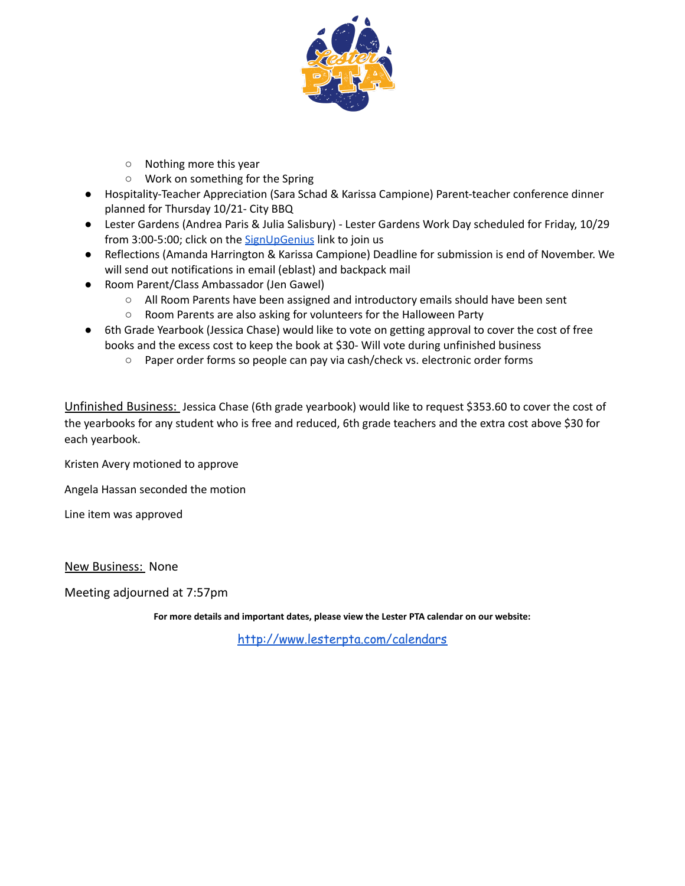- Nothing more this year
    - Work on something for the Spring
- Hospitality-Teacher Appreciation (Sara Schad & Karissa Campione) Parent-teacher conference dinner planned for Thursday 10/21- City BBQ
- Lester Gardens (Andrea Paris & Julia Salisbury) - Lester Gardens Work Day scheduled for Friday, 10/29 from 3:00-5:00; click on the SignUpGenius link to join us
- Reflections (Amanda Harrington & Karissa Campione) Deadline for submission is end of November. We will send out notifications in email (eblast) and backpack mail
- Room Parent/Class Ambassador (Jen Gawel)
    - All Room Parents have been assigned and introductory emails should have been sent
    - Room Parents are also asking for volunteers for the Halloween Party
- 6th Grade Yearbook (Jessica Chase) would like to vote on getting approval to cover the cost of free books and the excess cost to keep the book at $30- Will vote during unfinished business
    - Paper order forms so people can pay via cash/check vs. electronic order forms

Unfinished Business: Jessica Chase (6th grade yearbook) would like to request $353.60 to cover the cost of the yearbooks for any student who is free and reduced, 6th grade teachers and the extra cost above $30 for each yearbook.

Kristen Avery motioned to approve

Angela Hassan seconded the motion

Line item was approved

New Business: None

Meeting adjourned at 7:57pm

**For more details and important dates, please view the Lester PTA calendar on our website:**

http://www.lesterpta.com/calendars